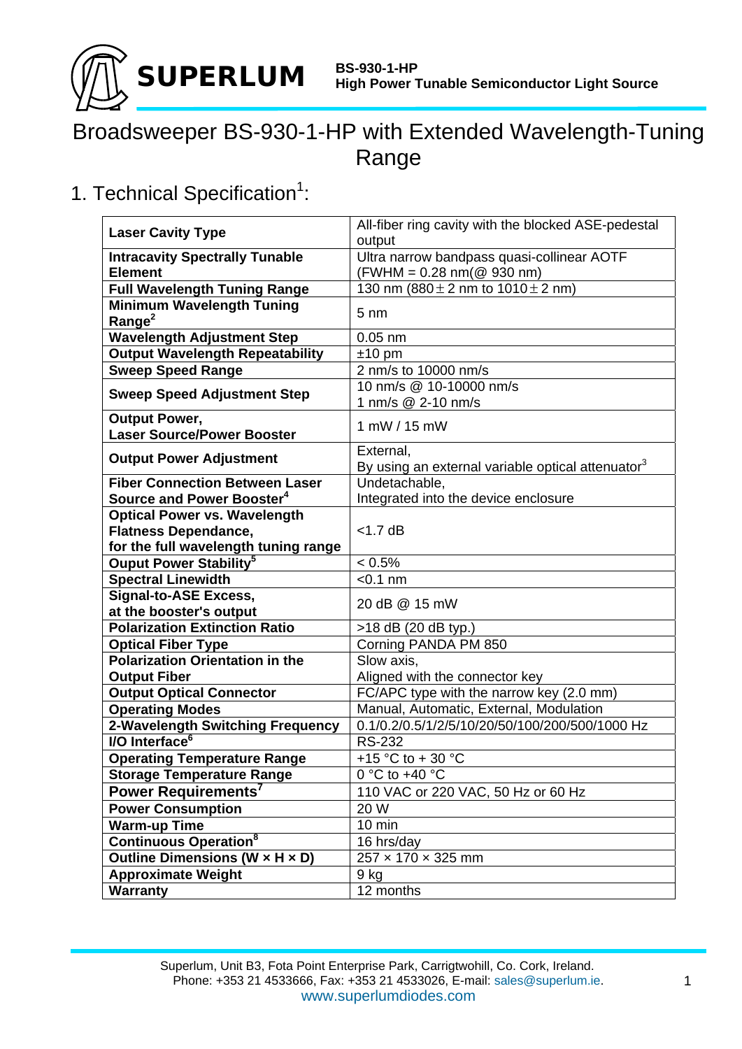# Broadsweeper BS-930-1-HP with Extended Wavelength-Tuning Range

## 1. Technical Specification[1]:

| | |
|---|---|
| **Laser Cavity Type** | All-fiber ring cavity with the blocked ASE-pedestal output |
| **Intracavity Spectrally Tunable Element** | Ultra narrow bandpass quasi-collinear AOTF (FWHM = 0.28 nm(@ 930 nm) |
| **Full Wavelength Tuning Range** | 130 nm (880 ± 2 nm to 1010 ± 2 nm) |
| **Minimum Wavelength Tuning Range[2]** | 5 nm |
| **Wavelength Adjustment Step** | 0.05 nm |
| **Output Wavelength Repeatability** | ±10 pm |
| **Sweep Speed Range** | 2 nm/s to 10000 nm/s |
| **Sweep Speed Adjustment Step** | 10 nm/s @ 10-10000 nm/s<br>1 nm/s @ 2-10 nm/s |
| **Output Power,<br>Laser Source/Power Booster** | 1 mW / 15 mW |
| **Output Power Adjustment** | External,<br>By using an external variable optical attenuator[3] |
| **Fiber Connection Between Laser Source and Power Booster[4]** | Undetachable,<br>Integrated into the device enclosure |
| **Optical Power vs. Wavelength Flatness Dependance,<br>for the full wavelength tuning range** | <1.7 dB |
| **Ouput Power Stability[5]** | < 0.5% |
| **Spectral Linewidth** | <0.1 nm |
| **Signal-to-ASE Excess,<br>at the booster's output** | 20 dB @ 15 mW |
| **Polarization Extinction Ratio** | >18 dB (20 dB typ.) |
| **Optical Fiber Type** | Corning PANDA PM 850 |
| **Polarization Orientation in the Output Fiber** | Slow axis,<br>Aligned with the connector key |
| **Output Optical Connector** | FC/APC type with the narrow key (2.0 mm) |
| **Operating Modes** | Manual, Automatic, External, Modulation |
| **2-Wavelength Switching Frequency** | 0.1/0.2/0.5/1/2/5/10/20/50/100/200/500/1000 Hz |
| **I/O Interface[6]** | RS-232 |
| **Operating Temperature Range** | +15 °C to + 30 °C |
| **Storage Temperature Range** | 0 °C to +40 °C |
| **Power Requirements[7]** | 110 VAC or 220 VAC, 50 Hz or 60 Hz |
| **Power Consumption** | 20 W |
| **Warm-up Time** | 10 min |
| **Continuous Operation[8]** | 16 hrs/day |
| **Outline Dimensions (W × H × D)** | 257 × 170 × 325 mm |
| **Approximate Weight** | 9 kg |
| **Warranty** | 12 months |

Superlum, Unit B3, Fota Point Enterprise Park, Carrigtwohill, Co. Cork, Ireland.
Phone: +353 21 4533666, Fax: +353 21 4533026, E-mail: sales@superlum.ie.
www.superlumdiodes.com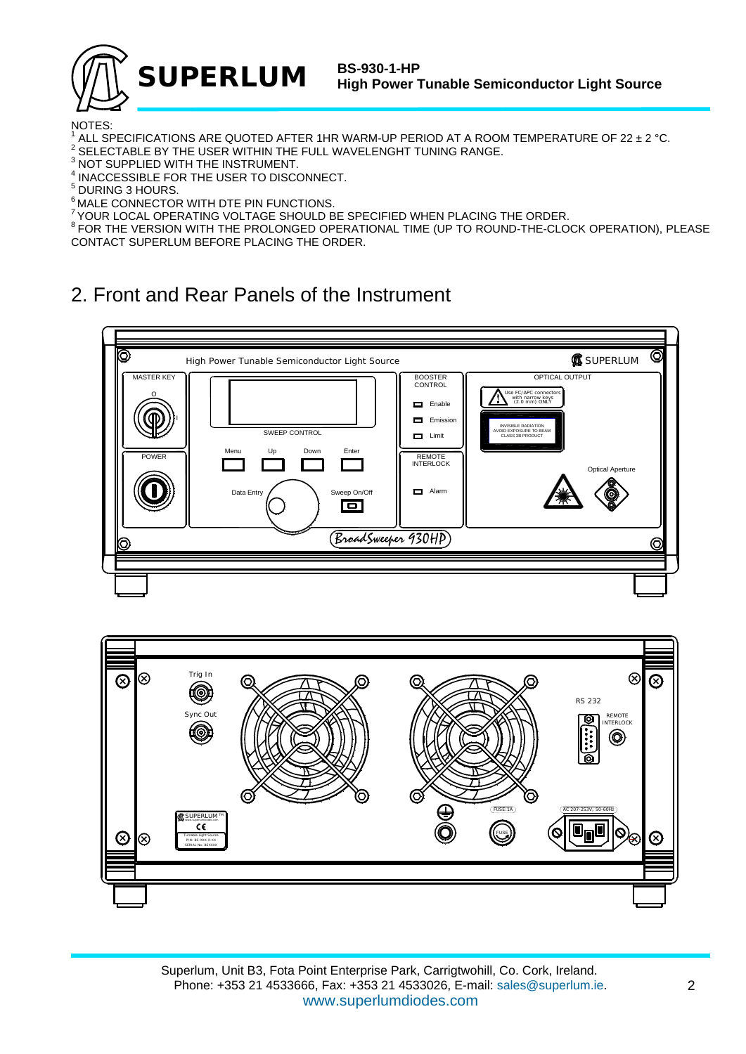NOTES:

[1] ALL SPECIFICATIONS ARE QUOTED AFTER 1HR WARM-UP PERIOD AT A ROOM TEMPERATURE OF 22 ± 2 °C.
[2] SELECTABLE BY THE USER WITHIN THE FULL WAVELENGHT TUNING RANGE.
[3] NOT SUPPLIED WITH THE INSTRUMENT.
[4] INACCESSIBLE FOR THE USER TO DISCONNECT.
[5] DURING 3 HOURS.
[6] MALE CONNECTOR WITH DTE PIN FUNCTIONS.
[7] YOUR LOCAL OPERATING VOLTAGE SHOULD BE SPECIFIED WHEN PLACING THE ORDER.
[8] FOR THE VERSION WITH THE PROLONGED OPERATIONAL TIME (UP TO ROUND-THE-CLOCK OPERATION), PLEASE CONTACT SUPERLUM BEFORE PLACING THE ORDER.

## 2. Front and Rear Panels of the Instrument

High Power Tunable Semiconductor Light Source
SUPERLUM
MASTER KEY
O
I
POWER
SWEEP CONTROL
Menu
Up
Down
Enter
Data Entry
Sweep On/Off
BOOSTER CONTROL
Enable
Emission
Limit
REMOTE INTERLOCK
Alarm
OPTICAL OUTPUT
Use FC/APC connectors with narrow keys (2.0 mm) ONLY
INVISIBLE RADIATION AVOID EXPOSURE TO BEAM CLASS 3B PRODUCT
Optical Aperture
BroadSweeper 930HP

Trig In
Sync Out
RS 232
REMOTE INTERLOCK
SUPERLUM
Tunable Light Source
P/N: BS-XXX-X-XX
SERIAL No. BSXXXX
FUSE: 1A
FUSE
AC 207-253V; 50-60Hz

Superlum, Unit B3, Fota Point Enterprise Park, Carrigtwohill, Co. Cork, Ireland.
Phone: +353 21 4533666, Fax: +353 21 4533026, E-mail: sales@superlum.ie.
www.superlumdiodes.com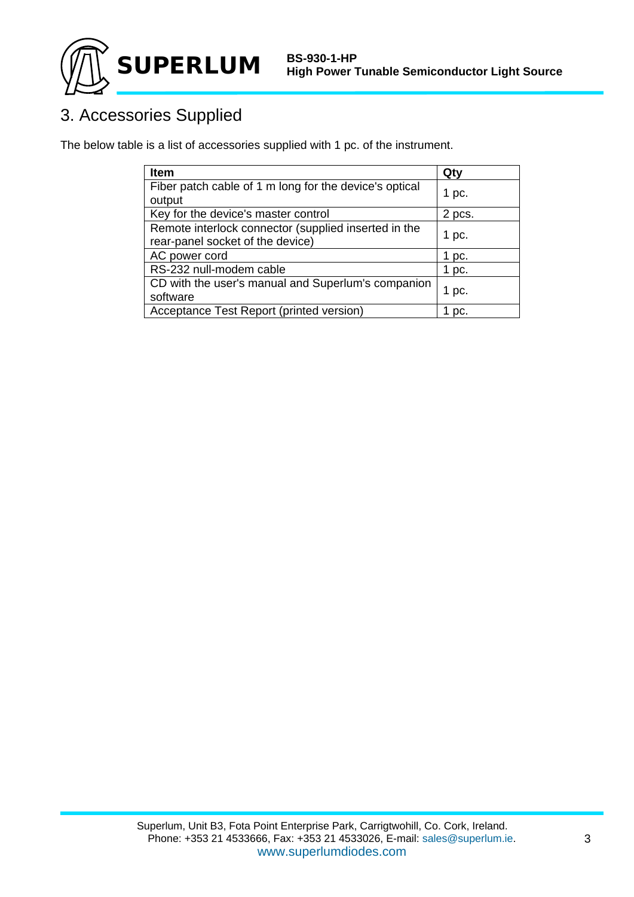# 3. Accessories Supplied

The below table is a list of accessories supplied with 1 pc. of the instrument.

| Item | Qty |
|---|---|
| Fiber patch cable of 1 m long for the device's optical output | 1 pc. |
| Key for the device's master control | 2 pcs. |
| Remote interlock connector (supplied inserted in the rear-panel socket of the device) | 1 pc. |
| AC power cord | 1 pc. |
| RS-232 null-modem cable | 1 pc. |
| CD with the user's manual and Superlum's companion software | 1 pc. |
| Acceptance Test Report (printed version) | 1 pc. |